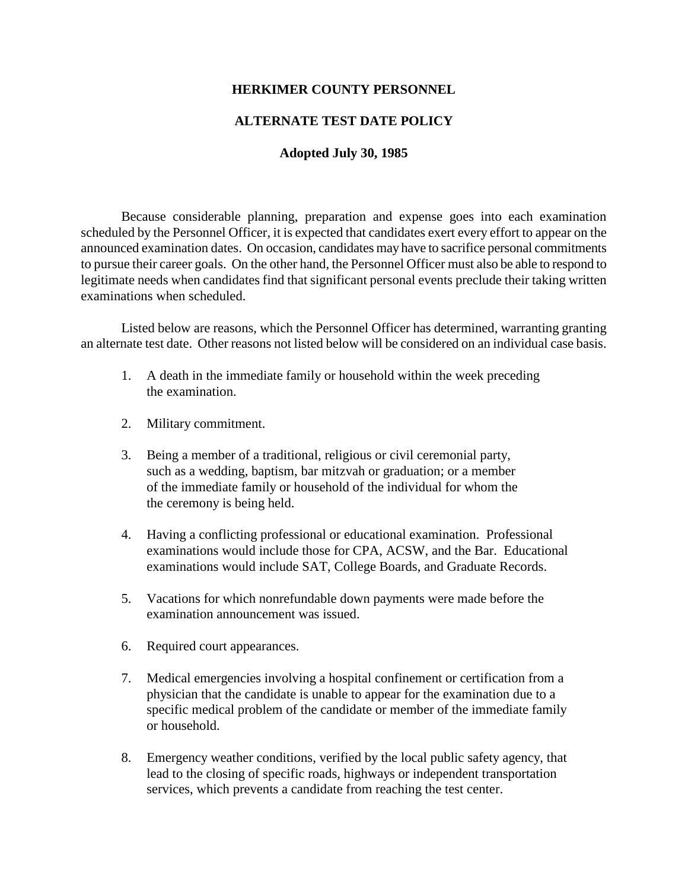**HERKIMER COUNTY PERSONNEL**

**ALTERNATE TEST DATE POLICY**

**Adopted July 30, 1985**

Because considerable planning, preparation and expense goes into each examination scheduled by the Personnel Officer, it is expected that candidates exert every effort to appear on the announced examination dates. On occasion, candidates may have to sacrifice personal commitments to pursue their career goals. On the other hand, the Personnel Officer must also be able to respond to legitimate needs when candidates find that significant personal events preclude their taking written examinations when scheduled.

Listed below are reasons, which the Personnel Officer has determined, warranting granting an alternate test date. Other reasons not listed below will be considered on an individual case basis.

1. A death in the immediate family or household within the week preceding the examination.
2. Military commitment.
3. Being a member of a traditional, religious or civil ceremonial party, such as a wedding, baptism, bar mitzvah or graduation; or a member of the immediate family or household of the individual for whom the the ceremony is being held.
4. Having a conflicting professional or educational examination. Professional examinations would include those for CPA, ACSW, and the Bar. Educational examinations would include SAT, College Boards, and Graduate Records.
5. Vacations for which nonrefundable down payments were made before the examination announcement was issued.
6. Required court appearances.
7. Medical emergencies involving a hospital confinement or certification from a physician that the candidate is unable to appear for the examination due to a specific medical problem of the candidate or member of the immediate family or household.
8. Emergency weather conditions, verified by the local public safety agency, that lead to the closing of specific roads, highways or independent transportation services, which prevents a candidate from reaching the test center.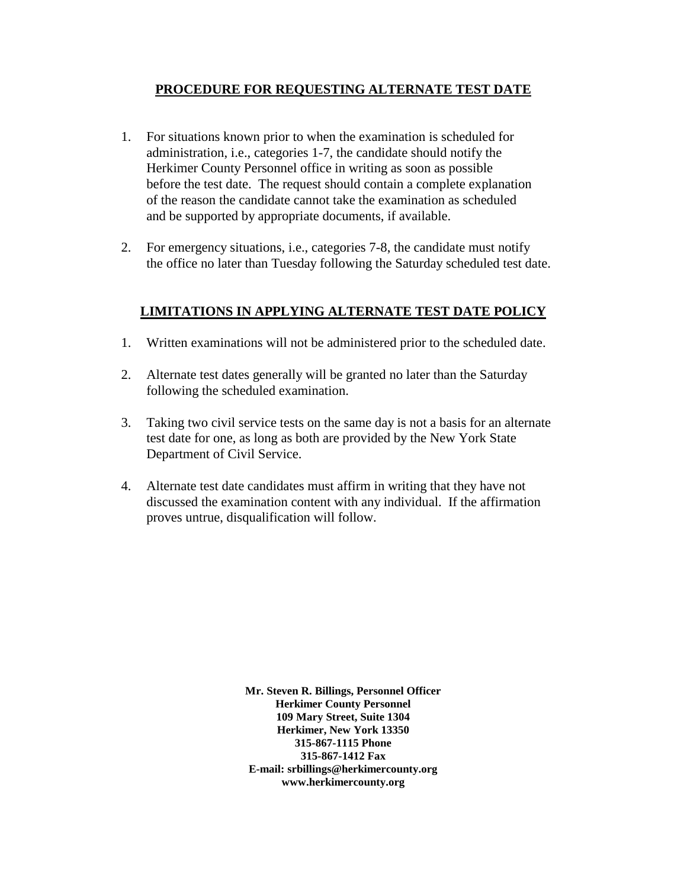## PROCEDURE FOR REQUESTING ALTERNATE TEST DATE

1. For situations known prior to when the examination is scheduled for administration, i.e., categories 1-7, the candidate should notify the Herkimer County Personnel office in writing as soon as possible before the test date. The request should contain a complete explanation of the reason the candidate cannot take the examination as scheduled and be supported by appropriate documents, if available.

2. For emergency situations, i.e., categories 7-8, the candidate must notify the office no later than Tuesday following the Saturday scheduled test date.

## LIMITATIONS IN APPLYING ALTERNATE TEST DATE POLICY

1. Written examinations will not be administered prior to the scheduled date.

2. Alternate test dates generally will be granted no later than the Saturday following the scheduled examination.

3. Taking two civil service tests on the same day is not a basis for an alternate test date for one, as long as both are provided by the New York State Department of Civil Service.

4. Alternate test date candidates must affirm in writing that they have not discussed the examination content with any individual. If the affirmation proves untrue, disqualification will follow.

**Mr. Steven R. Billings, Personnel Officer**
**Herkimer County Personnel**
**109 Mary Street, Suite 1304**
**Herkimer, New York 13350**
**315-867-1115 Phone**
**315-867-1412 Fax**
**E-mail: srbillings@herkimercounty.org**
**www.herkimercounty.org**